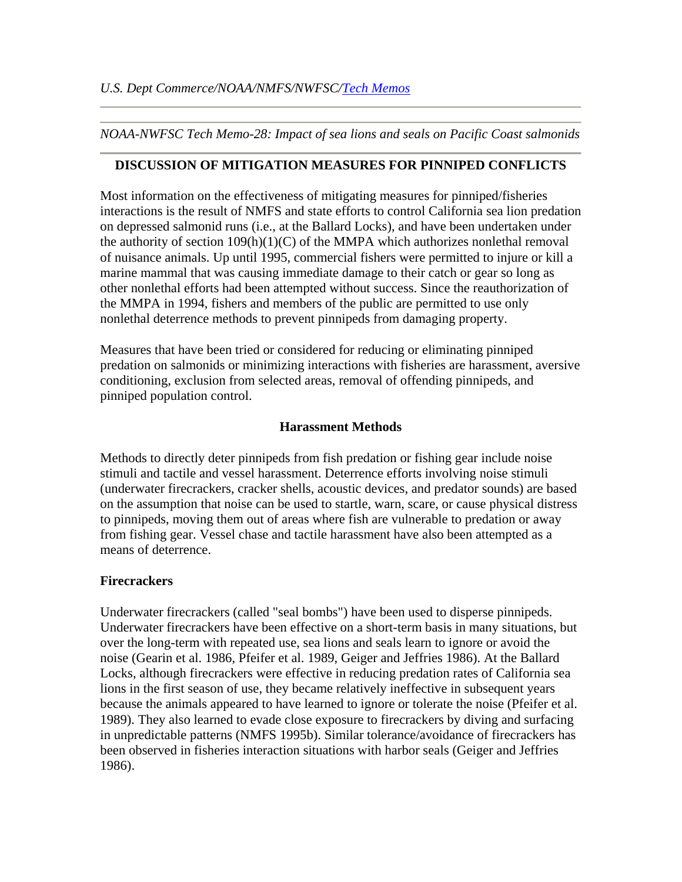*U.S. Dept Commerce/NOAA/NMFS/NWFSC/Tech Memos*

---

*NOAA-NWFSC Tech Memo-28: Impact of sea lions and seals on Pacific Coast salmonids*

---

## DISCUSSION OF MITIGATION MEASURES FOR PINNIPED CONFLICTS

Most information on the effectiveness of mitigating measures for pinniped/fisheries interactions is the result of NMFS and state efforts to control California sea lion predation on depressed salmonid runs (i.e., at the Ballard Locks), and have been undertaken under the authority of section 109(h)(1)(C) of the MMPA which authorizes nonlethal removal of nuisance animals. Up until 1995, commercial fishers were permitted to injure or kill a marine mammal that was causing immediate damage to their catch or gear so long as other nonlethal efforts had been attempted without success. Since the reauthorization of the MMPA in 1994, fishers and members of the public are permitted to use only nonlethal deterrence methods to prevent pinnipeds from damaging property.

Measures that have been tried or considered for reducing or eliminating pinniped predation on salmonids or minimizing interactions with fisheries are harassment, aversive conditioning, exclusion from selected areas, removal of offending pinnipeds, and pinniped population control.

### Harassment Methods

Methods to directly deter pinnipeds from fish predation or fishing gear include noise stimuli and tactile and vessel harassment. Deterrence efforts involving noise stimuli (underwater firecrackers, cracker shells, acoustic devices, and predator sounds) are based on the assumption that noise can be used to startle, warn, scare, or cause physical distress to pinnipeds, moving them out of areas where fish are vulnerable to predation or away from fishing gear. Vessel chase and tactile harassment have also been attempted as a means of deterrence.

#### Firecrackers

Underwater firecrackers (called "seal bombs") have been used to disperse pinnipeds. Underwater firecrackers have been effective on a short-term basis in many situations, but over the long-term with repeated use, sea lions and seals learn to ignore or avoid the noise (Gearin et al. 1986, Pfeifer et al. 1989, Geiger and Jeffries 1986). At the Ballard Locks, although firecrackers were effective in reducing predation rates of California sea lions in the first season of use, they became relatively ineffective in subsequent years because the animals appeared to have learned to ignore or tolerate the noise (Pfeifer et al. 1989). They also learned to evade close exposure to firecrackers by diving and surfacing in unpredictable patterns (NMFS 1995b). Similar tolerance/avoidance of firecrackers has been observed in fisheries interaction situations with harbor seals (Geiger and Jeffries 1986).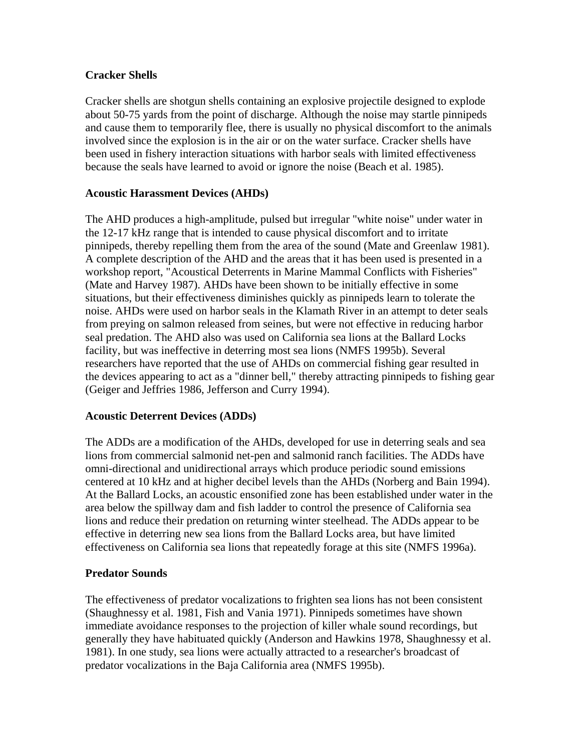### Cracker Shells

Cracker shells are shotgun shells containing an explosive projectile designed to explode about 50-75 yards from the point of discharge. Although the noise may startle pinnipeds and cause them to temporarily flee, there is usually no physical discomfort to the animals involved since the explosion is in the air or on the water surface. Cracker shells have been used in fishery interaction situations with harbor seals with limited effectiveness because the seals have learned to avoid or ignore the noise (Beach et al. 1985).

### Acoustic Harassment Devices (AHDs)

The AHD produces a high-amplitude, pulsed but irregular "white noise" under water in the 12-17 kHz range that is intended to cause physical discomfort and to irritate pinnipeds, thereby repelling them from the area of the sound (Mate and Greenlaw 1981). A complete description of the AHD and the areas that it has been used is presented in a workshop report, "Acoustical Deterrents in Marine Mammal Conflicts with Fisheries" (Mate and Harvey 1987). AHDs have been shown to be initially effective in some situations, but their effectiveness diminishes quickly as pinnipeds learn to tolerate the noise. AHDs were used on harbor seals in the Klamath River in an attempt to deter seals from preying on salmon released from seines, but were not effective in reducing harbor seal predation. The AHD also was used on California sea lions at the Ballard Locks facility, but was ineffective in deterring most sea lions (NMFS 1995b). Several researchers have reported that the use of AHDs on commercial fishing gear resulted in the devices appearing to act as a "dinner bell," thereby attracting pinnipeds to fishing gear (Geiger and Jeffries 1986, Jefferson and Curry 1994).

### Acoustic Deterrent Devices (ADDs)

The ADDs are a modification of the AHDs, developed for use in deterring seals and sea lions from commercial salmonid net-pen and salmonid ranch facilities. The ADDs have omni-directional and unidirectional arrays which produce periodic sound emissions centered at 10 kHz and at higher decibel levels than the AHDs (Norberg and Bain 1994). At the Ballard Locks, an acoustic ensonified zone has been established under water in the area below the spillway dam and fish ladder to control the presence of California sea lions and reduce their predation on returning winter steelhead. The ADDs appear to be effective in deterring new sea lions from the Ballard Locks area, but have limited effectiveness on California sea lions that repeatedly forage at this site (NMFS 1996a).

### Predator Sounds

The effectiveness of predator vocalizations to frighten sea lions has not been consistent (Shaughnessy et al. 1981, Fish and Vania 1971). Pinnipeds sometimes have shown immediate avoidance responses to the projection of killer whale sound recordings, but generally they have habituated quickly (Anderson and Hawkins 1978, Shaughnessy et al. 1981). In one study, sea lions were actually attracted to a researcher's broadcast of predator vocalizations in the Baja California area (NMFS 1995b).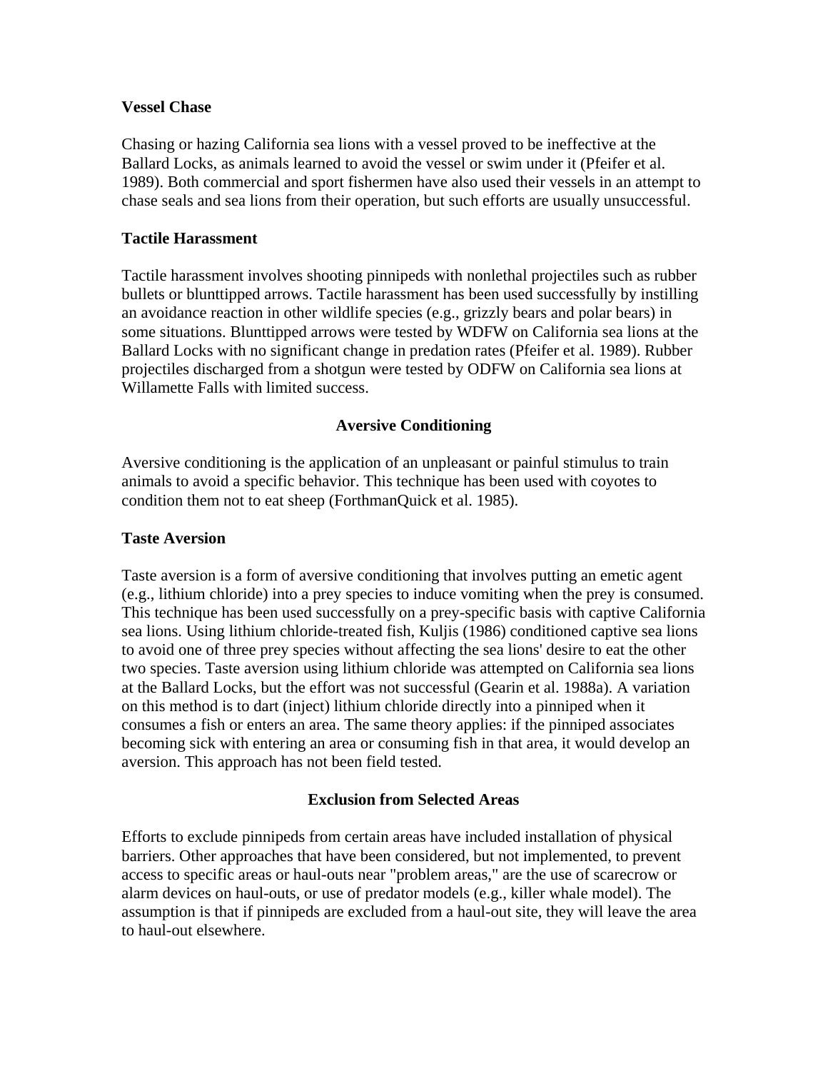**Vessel Chase**

Chasing or hazing California sea lions with a vessel proved to be ineffective at the Ballard Locks, as animals learned to avoid the vessel or swim under it (Pfeifer et al. 1989). Both commercial and sport fishermen have also used their vessels in an attempt to chase seals and sea lions from their operation, but such efforts are usually unsuccessful.

**Tactile Harassment**

Tactile harassment involves shooting pinnipeds with nonlethal projectiles such as rubber bullets or blunttipped arrows. Tactile harassment has been used successfully by instilling an avoidance reaction in other wildlife species (e.g., grizzly bears and polar bears) in some situations. Blunttipped arrows were tested by WDFW on California sea lions at the Ballard Locks with no significant change in predation rates (Pfeifer et al. 1989). Rubber projectiles discharged from a shotgun were tested by ODFW on California sea lions at Willamette Falls with limited success.

## Aversive Conditioning

Aversive conditioning is the application of an unpleasant or painful stimulus to train animals to avoid a specific behavior. This technique has been used with coyotes to condition them not to eat sheep (ForthmanQuick et al. 1985).

**Taste Aversion**

Taste aversion is a form of aversive conditioning that involves putting an emetic agent (e.g., lithium chloride) into a prey species to induce vomiting when the prey is consumed. This technique has been used successfully on a prey-specific basis with captive California sea lions. Using lithium chloride-treated fish, Kuljis (1986) conditioned captive sea lions to avoid one of three prey species without affecting the sea lions' desire to eat the other two species. Taste aversion using lithium chloride was attempted on California sea lions at the Ballard Locks, but the effort was not successful (Gearin et al. 1988a). A variation on this method is to dart (inject) lithium chloride directly into a pinniped when it consumes a fish or enters an area. The same theory applies: if the pinniped associates becoming sick with entering an area or consuming fish in that area, it would develop an aversion. This approach has not been field tested.

## Exclusion from Selected Areas

Efforts to exclude pinnipeds from certain areas have included installation of physical barriers. Other approaches that have been considered, but not implemented, to prevent access to specific areas or haul-outs near "problem areas," are the use of scarecrow or alarm devices on haul-outs, or use of predator models (e.g., killer whale model). The assumption is that if pinnipeds are excluded from a haul-out site, they will leave the area to haul-out elsewhere.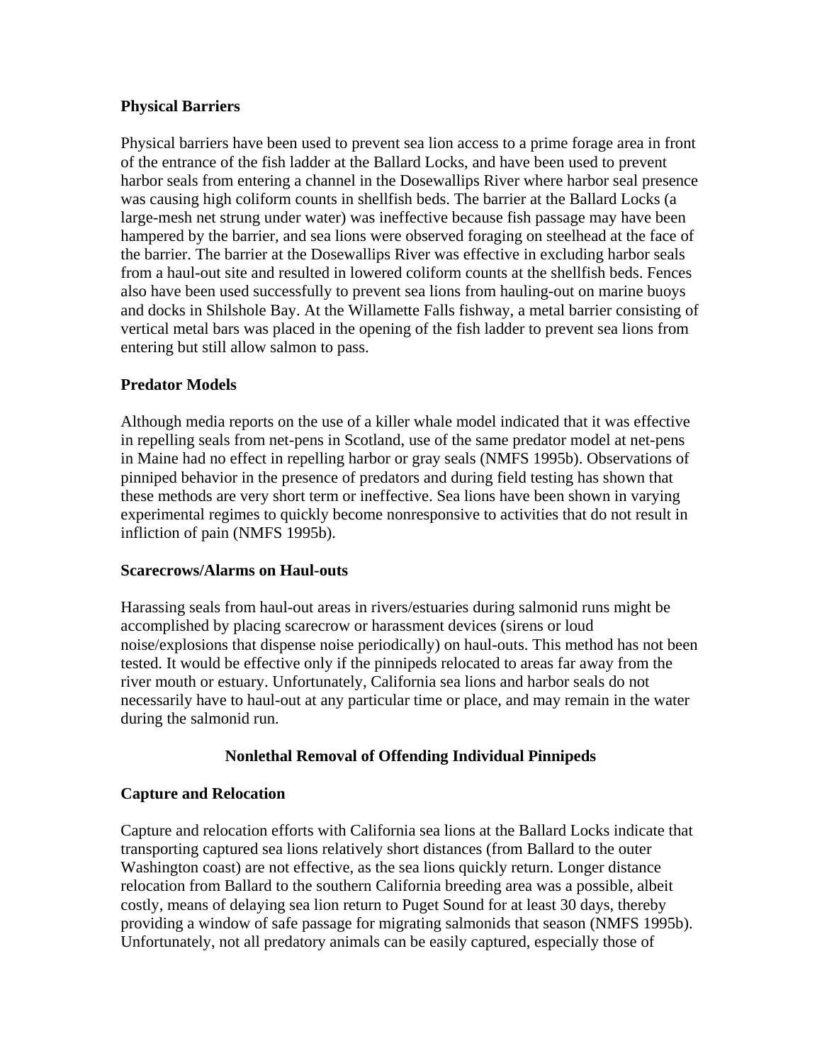### Physical Barriers

Physical barriers have been used to prevent sea lion access to a prime forage area in front of the entrance of the fish ladder at the Ballard Locks, and have been used to prevent harbor seals from entering a channel in the Dosewallips River where harbor seal presence was causing high coliform counts in shellfish beds. The barrier at the Ballard Locks (a large-mesh net strung under water) was ineffective because fish passage may have been hampered by the barrier, and sea lions were observed foraging on steelhead at the face of the barrier. The barrier at the Dosewallips River was effective in excluding harbor seals from a haul-out site and resulted in lowered coliform counts at the shellfish beds. Fences also have been used successfully to prevent sea lions from hauling-out on marine buoys and docks in Shilshole Bay. At the Willamette Falls fishway, a metal barrier consisting of vertical metal bars was placed in the opening of the fish ladder to prevent sea lions from entering but still allow salmon to pass.

### Predator Models

Although media reports on the use of a killer whale model indicated that it was effective in repelling seals from net-pens in Scotland, use of the same predator model at net-pens in Maine had no effect in repelling harbor or gray seals (NMFS 1995b). Observations of pinniped behavior in the presence of predators and during field testing has shown that these methods are very short term or ineffective. Sea lions have been shown in varying experimental regimes to quickly become nonresponsive to activities that do not result in infliction of pain (NMFS 1995b).

### Scarecrows/Alarms on Haul-outs

Harassing seals from haul-out areas in rivers/estuaries during salmonid runs might be accomplished by placing scarecrow or harassment devices (sirens or loud noise/explosions that dispense noise periodically) on haul-outs. This method has not been tested. It would be effective only if the pinnipeds relocated to areas far away from the river mouth or estuary. Unfortunately, California sea lions and harbor seals do not necessarily have to haul-out at any particular time or place, and may remain in the water during the salmonid run.

## Nonlethal Removal of Offending Individual Pinnipeds

### Capture and Relocation

Capture and relocation efforts with California sea lions at the Ballard Locks indicate that transporting captured sea lions relatively short distances (from Ballard to the outer Washington coast) are not effective, as the sea lions quickly return. Longer distance relocation from Ballard to the southern California breeding area was a possible, albeit costly, means of delaying sea lion return to Puget Sound for at least 30 days, thereby providing a window of safe passage for migrating salmonids that season (NMFS 1995b). Unfortunately, not all predatory animals can be easily captured, especially those of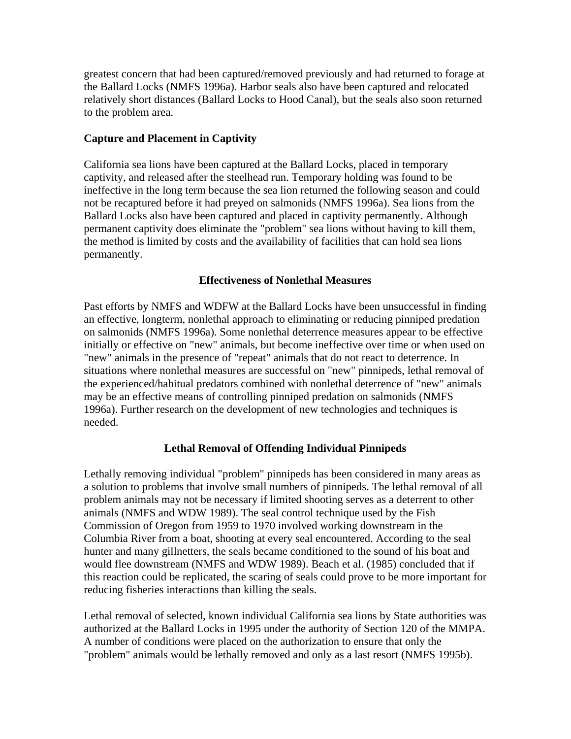greatest concern that had been captured/removed previously and had returned to forage at the Ballard Locks (NMFS 1996a). Harbor seals also have been captured and relocated relatively short distances (Ballard Locks to Hood Canal), but the seals also soon returned to the problem area.

### Capture and Placement in Captivity

California sea lions have been captured at the Ballard Locks, placed in temporary captivity, and released after the steelhead run. Temporary holding was found to be ineffective in the long term because the sea lion returned the following season and could not be recaptured before it had preyed on salmonids (NMFS 1996a). Sea lions from the Ballard Locks also have been captured and placed in captivity permanently. Although permanent captivity does eliminate the "problem" sea lions without having to kill them, the method is limited by costs and the availability of facilities that can hold sea lions permanently.

## Effectiveness of Nonlethal Measures

Past efforts by NMFS and WDFW at the Ballard Locks have been unsuccessful in finding an effective, longterm, nonlethal approach to eliminating or reducing pinniped predation on salmonids (NMFS 1996a). Some nonlethal deterrence measures appear to be effective initially or effective on "new" animals, but become ineffective over time or when used on "new" animals in the presence of "repeat" animals that do not react to deterrence. In situations where nonlethal measures are successful on "new" pinnipeds, lethal removal of the experienced/habitual predators combined with nonlethal deterrence of "new" animals may be an effective means of controlling pinniped predation on salmonids (NMFS 1996a). Further research on the development of new technologies and techniques is needed.

## Lethal Removal of Offending Individual Pinnipeds

Lethally removing individual "problem" pinnipeds has been considered in many areas as a solution to problems that involve small numbers of pinnipeds. The lethal removal of all problem animals may not be necessary if limited shooting serves as a deterrent to other animals (NMFS and WDW 1989). The seal control technique used by the Fish Commission of Oregon from 1959 to 1970 involved working downstream in the Columbia River from a boat, shooting at every seal encountered. According to the seal hunter and many gillnetters, the seals became conditioned to the sound of his boat and would flee downstream (NMFS and WDW 1989). Beach et al. (1985) concluded that if this reaction could be replicated, the scaring of seals could prove to be more important for reducing fisheries interactions than killing the seals.

Lethal removal of selected, known individual California sea lions by State authorities was authorized at the Ballard Locks in 1995 under the authority of Section 120 of the MMPA. A number of conditions were placed on the authorization to ensure that only the "problem" animals would be lethally removed and only as a last resort (NMFS 1995b).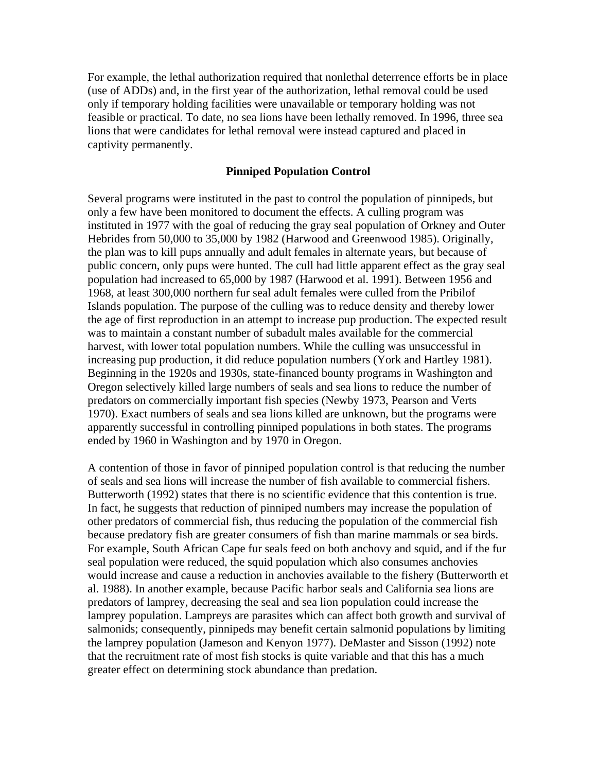For example, the lethal authorization required that nonlethal deterrence efforts be in place (use of ADDs) and, in the first year of the authorization, lethal removal could be used only if temporary holding facilities were unavailable or temporary holding was not feasible or practical. To date, no sea lions have been lethally removed. In 1996, three sea lions that were candidates for lethal removal were instead captured and placed in captivity permanently.

## Pinniped Population Control

Several programs were instituted in the past to control the population of pinnipeds, but only a few have been monitored to document the effects. A culling program was instituted in 1977 with the goal of reducing the gray seal population of Orkney and Outer Hebrides from 50,000 to 35,000 by 1982 (Harwood and Greenwood 1985). Originally, the plan was to kill pups annually and adult females in alternate years, but because of public concern, only pups were hunted. The cull had little apparent effect as the gray seal population had increased to 65,000 by 1987 (Harwood et al. 1991). Between 1956 and 1968, at least 300,000 northern fur seal adult females were culled from the Pribilof Islands population. The purpose of the culling was to reduce density and thereby lower the age of first reproduction in an attempt to increase pup production. The expected result was to maintain a constant number of subadult males available for the commercial harvest, with lower total population numbers. While the culling was unsuccessful in increasing pup production, it did reduce population numbers (York and Hartley 1981). Beginning in the 1920s and 1930s, state-financed bounty programs in Washington and Oregon selectively killed large numbers of seals and sea lions to reduce the number of predators on commercially important fish species (Newby 1973, Pearson and Verts 1970). Exact numbers of seals and sea lions killed are unknown, but the programs were apparently successful in controlling pinniped populations in both states. The programs ended by 1960 in Washington and by 1970 in Oregon.

A contention of those in favor of pinniped population control is that reducing the number of seals and sea lions will increase the number of fish available to commercial fishers. Butterworth (1992) states that there is no scientific evidence that this contention is true. In fact, he suggests that reduction of pinniped numbers may increase the population of other predators of commercial fish, thus reducing the population of the commercial fish because predatory fish are greater consumers of fish than marine mammals or sea birds. For example, South African Cape fur seals feed on both anchovy and squid, and if the fur seal population were reduced, the squid population which also consumes anchovies would increase and cause a reduction in anchovies available to the fishery (Butterworth et al. 1988). In another example, because Pacific harbor seals and California sea lions are predators of lamprey, decreasing the seal and sea lion population could increase the lamprey population. Lampreys are parasites which can affect both growth and survival of salmonids; consequently, pinnipeds may benefit certain salmonid populations by limiting the lamprey population (Jameson and Kenyon 1977). DeMaster and Sisson (1992) note that the recruitment rate of most fish stocks is quite variable and that this has a much greater effect on determining stock abundance than predation.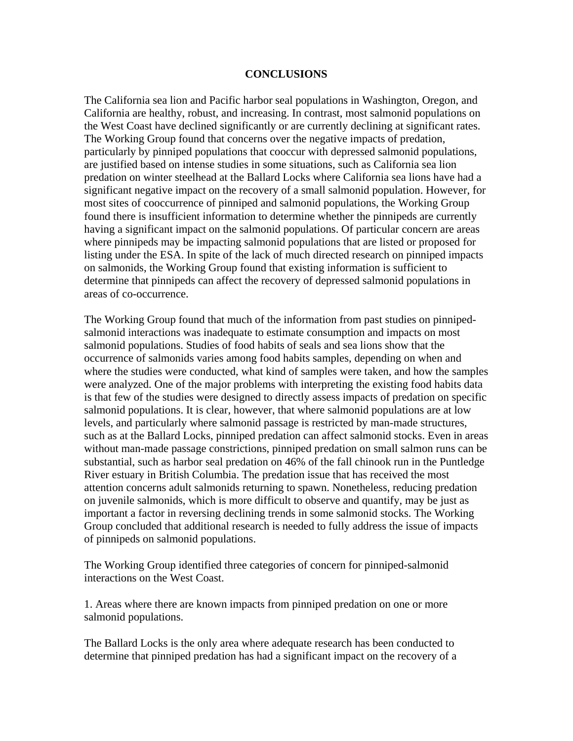## CONCLUSIONS

The California sea lion and Pacific harbor seal populations in Washington, Oregon, and California are healthy, robust, and increasing. In contrast, most salmonid populations on the West Coast have declined significantly or are currently declining at significant rates. The Working Group found that concerns over the negative impacts of predation, particularly by pinniped populations that cooccur with depressed salmonid populations, are justified based on intense studies in some situations, such as California sea lion predation on winter steelhead at the Ballard Locks where California sea lions have had a significant negative impact on the recovery of a small salmonid population. However, for most sites of cooccurrence of pinniped and salmonid populations, the Working Group found there is insufficient information to determine whether the pinnipeds are currently having a significant impact on the salmonid populations. Of particular concern are areas where pinnipeds may be impacting salmonid populations that are listed or proposed for listing under the ESA. In spite of the lack of much directed research on pinniped impacts on salmonids, the Working Group found that existing information is sufficient to determine that pinnipeds can affect the recovery of depressed salmonid populations in areas of co-occurrence.

The Working Group found that much of the information from past studies on pinniped-salmonid interactions was inadequate to estimate consumption and impacts on most salmonid populations. Studies of food habits of seals and sea lions show that the occurrence of salmonids varies among food habits samples, depending on when and where the studies were conducted, what kind of samples were taken, and how the samples were analyzed. One of the major problems with interpreting the existing food habits data is that few of the studies were designed to directly assess impacts of predation on specific salmonid populations. It is clear, however, that where salmonid populations are at low levels, and particularly where salmonid passage is restricted by man-made structures, such as at the Ballard Locks, pinniped predation can affect salmonid stocks. Even in areas without man-made passage constrictions, pinniped predation on small salmon runs can be substantial, such as harbor seal predation on 46% of the fall chinook run in the Puntledge River estuary in British Columbia. The predation issue that has received the most attention concerns adult salmonids returning to spawn. Nonetheless, reducing predation on juvenile salmonids, which is more difficult to observe and quantify, may be just as important a factor in reversing declining trends in some salmonid stocks. The Working Group concluded that additional research is needed to fully address the issue of impacts of pinnipeds on salmonid populations.

The Working Group identified three categories of concern for pinniped-salmonid interactions on the West Coast.

1. Areas where there are known impacts from pinniped predation on one or more salmonid populations.

The Ballard Locks is the only area where adequate research has been conducted to determine that pinniped predation has had a significant impact on the recovery of a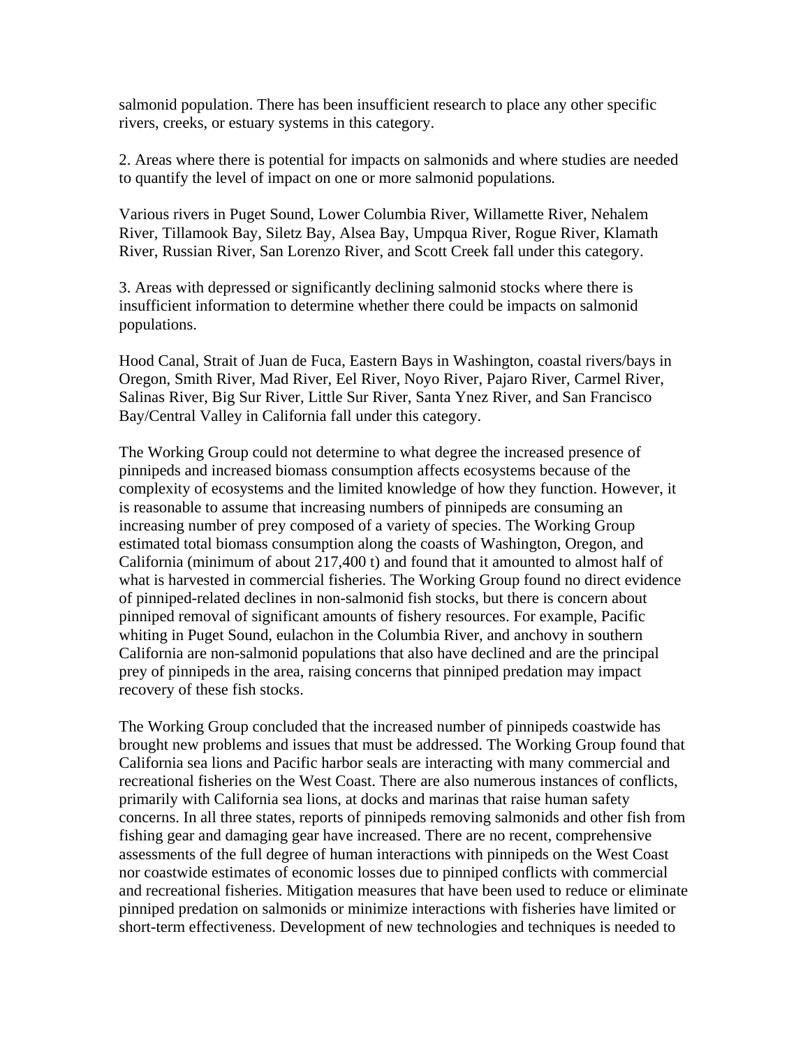salmonid population. There has been insufficient research to place any other specific rivers, creeks, or estuary systems in this category.

2. Areas where there is potential for impacts on salmonids and where studies are needed to quantify the level of impact on one or more salmonid populations*.*

Various rivers in Puget Sound, Lower Columbia River, Willamette River, Nehalem River, Tillamook Bay, Siletz Bay, Alsea Bay, Umpqua River, Rogue River, Klamath River, Russian River, San Lorenzo River, and Scott Creek fall under this category.

3. Areas with depressed or significantly declining salmonid stocks where there is insufficient information to determine whether there could be impacts on salmonid populations.

Hood Canal, Strait of Juan de Fuca, Eastern Bays in Washington, coastal rivers/bays in Oregon, Smith River, Mad River, Eel River, Noyo River, Pajaro River, Carmel River, Salinas River, Big Sur River, Little Sur River, Santa Ynez River, and San Francisco Bay/Central Valley in California fall under this category.

The Working Group could not determine to what degree the increased presence of pinnipeds and increased biomass consumption affects ecosystems because of the complexity of ecosystems and the limited knowledge of how they function. However, it is reasonable to assume that increasing numbers of pinnipeds are consuming an increasing number of prey composed of a variety of species. The Working Group estimated total biomass consumption along the coasts of Washington, Oregon, and California (minimum of about 217,400 t) and found that it amounted to almost half of what is harvested in commercial fisheries. The Working Group found no direct evidence of pinniped-related declines in non-salmonid fish stocks, but there is concern about pinniped removal of significant amounts of fishery resources. For example, Pacific whiting in Puget Sound, eulachon in the Columbia River, and anchovy in southern California are non-salmonid populations that also have declined and are the principal prey of pinnipeds in the area, raising concerns that pinniped predation may impact recovery of these fish stocks.

The Working Group concluded that the increased number of pinnipeds coastwide has brought new problems and issues that must be addressed. The Working Group found that California sea lions and Pacific harbor seals are interacting with many commercial and recreational fisheries on the West Coast. There are also numerous instances of conflicts, primarily with California sea lions, at docks and marinas that raise human safety concerns. In all three states, reports of pinnipeds removing salmonids and other fish from fishing gear and damaging gear have increased. There are no recent, comprehensive assessments of the full degree of human interactions with pinnipeds on the West Coast nor coastwide estimates of economic losses due to pinniped conflicts with commercial and recreational fisheries. Mitigation measures that have been used to reduce or eliminate pinniped predation on salmonids or minimize interactions with fisheries have limited or short-term effectiveness. Development of new technologies and techniques is needed to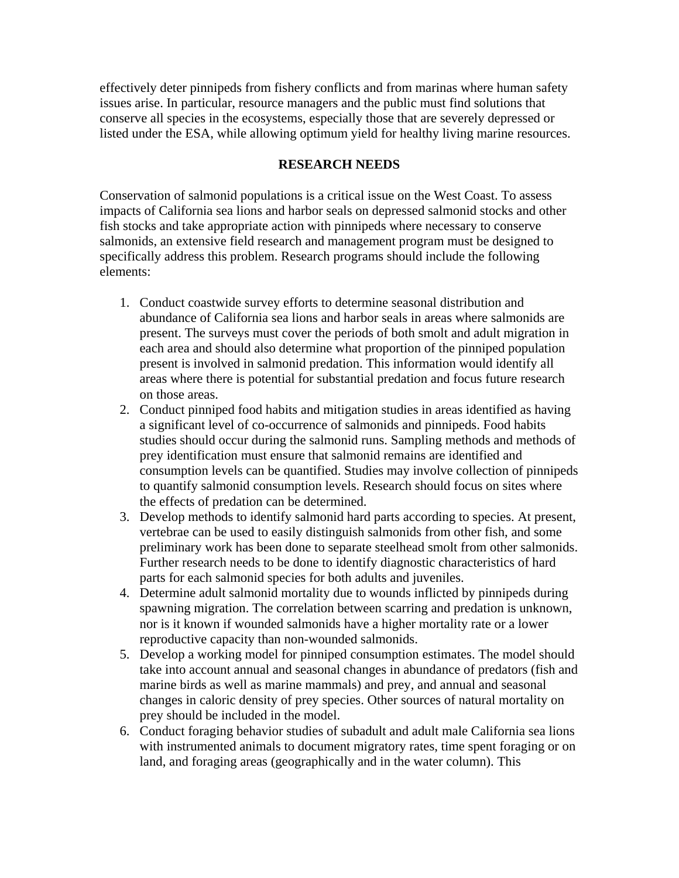effectively deter pinnipeds from fishery conflicts and from marinas where human safety issues arise. In particular, resource managers and the public must find solutions that conserve all species in the ecosystems, especially those that are severely depressed or listed under the ESA, while allowing optimum yield for healthy living marine resources.

## RESEARCH NEEDS

Conservation of salmonid populations is a critical issue on the West Coast. To assess impacts of California sea lions and harbor seals on depressed salmonid stocks and other fish stocks and take appropriate action with pinnipeds where necessary to conserve salmonids, an extensive field research and management program must be designed to specifically address this problem. Research programs should include the following elements:

1. Conduct coastwide survey efforts to determine seasonal distribution and abundance of California sea lions and harbor seals in areas where salmonids are present. The surveys must cover the periods of both smolt and adult migration in each area and should also determine what proportion of the pinniped population present is involved in salmonid predation. This information would identify all areas where there is potential for substantial predation and focus future research on those areas.
2. Conduct pinniped food habits and mitigation studies in areas identified as having a significant level of co-occurrence of salmonids and pinnipeds. Food habits studies should occur during the salmonid runs. Sampling methods and methods of prey identification must ensure that salmonid remains are identified and consumption levels can be quantified. Studies may involve collection of pinnipeds to quantify salmonid consumption levels. Research should focus on sites where the effects of predation can be determined.
3. Develop methods to identify salmonid hard parts according to species. At present, vertebrae can be used to easily distinguish salmonids from other fish, and some preliminary work has been done to separate steelhead smolt from other salmonids. Further research needs to be done to identify diagnostic characteristics of hard parts for each salmonid species for both adults and juveniles.
4. Determine adult salmonid mortality due to wounds inflicted by pinnipeds during spawning migration. The correlation between scarring and predation is unknown, nor is it known if wounded salmonids have a higher mortality rate or a lower reproductive capacity than non-wounded salmonids.
5. Develop a working model for pinniped consumption estimates. The model should take into account annual and seasonal changes in abundance of predators (fish and marine birds as well as marine mammals) and prey, and annual and seasonal changes in caloric density of prey species. Other sources of natural mortality on prey should be included in the model.
6. Conduct foraging behavior studies of subadult and adult male California sea lions with instrumented animals to document migratory rates, time spent foraging or on land, and foraging areas (geographically and in the water column). This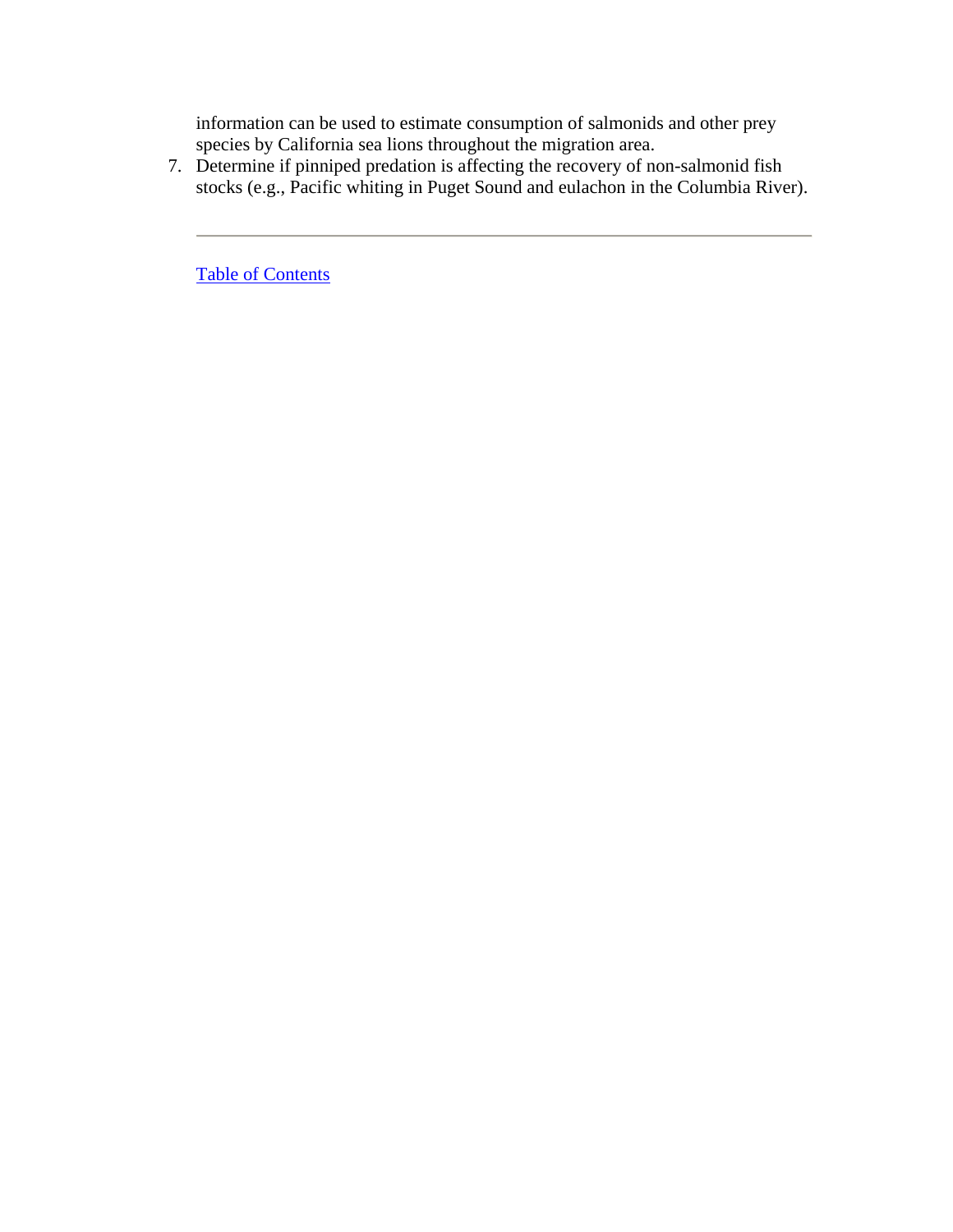information can be used to estimate consumption of salmonids and other prey species by California sea lions throughout the migration area.

7. Determine if pinniped predation is affecting the recovery of non-salmonid fish stocks (e.g., Pacific whiting in Puget Sound and eulachon in the Columbia River).

---

Table of Contents